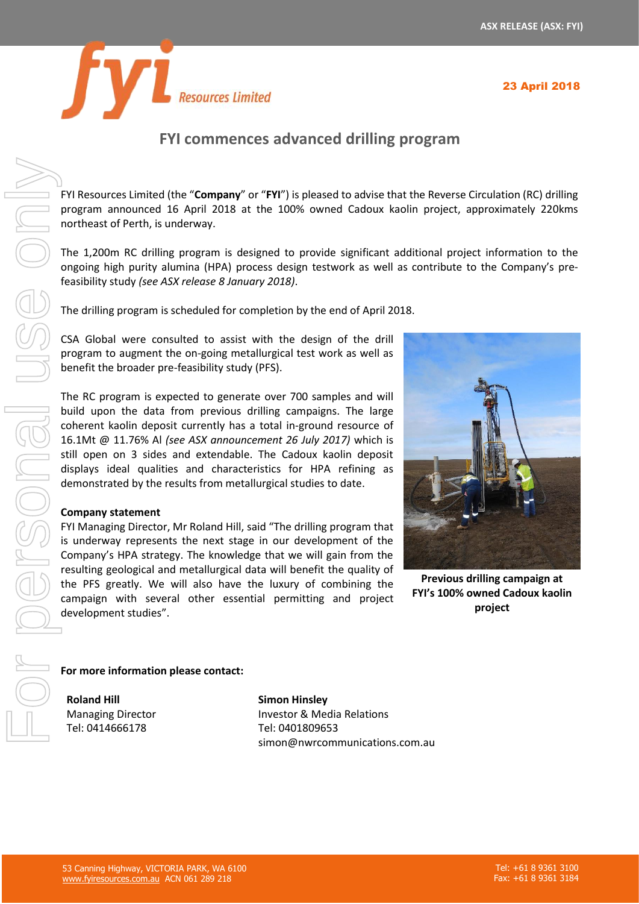ASX RELEASE (ASX: FYI)

**23 April 2018**

# FYI commences advanced drilling program

FYI Resources Limited (the "**Company**" or "**FYI**") is pleased to advise that the Reverse Circulation (RC) drilling program announced 16 April 2018 at the 100% owned Cadoux kaolin project, approximately 220kms northeast of Perth, is underway.

The 1,200m RC drilling program is designed to provide significant additional project information to the ongoing high purity alumina (HPA) process design testwork as well as contribute to the Company's pre-feasibility study *(see ASX release 8 January 2018)*.

The drilling program is scheduled for completion by the end of April 2018.

CSA Global were consulted to assist with the design of the drill program to augment the on-going metallurgical test work as well as benefit the broader pre-feasibility study (PFS).

The RC program is expected to generate over 700 samples and will build upon the data from previous drilling campaigns. The large coherent kaolin deposit currently has a total in-ground resource of 16.1Mt @ 11.76% Al *(see ASX announcement 26 July 2017)* which is still open on 3 sides and extendable. The Cadoux kaolin deposit displays ideal qualities and characteristics for HPA refining as demonstrated by the results from metallurgical studies to date.

**Previous drilling campaign at FYI's 100% owned Cadoux kaolin project**

**Company statement**

FYI Managing Director, Mr Roland Hill, said "The drilling program that is underway represents the next stage in our development of the Company's HPA strategy. The knowledge that we will gain from the resulting geological and metallurgical data will benefit the quality of the PFS greatly. We will also have the luxury of combining the campaign with several other essential permitting and project development studies".

**For more information please contact:**

**Roland Hill**
Managing Director
Tel: 0414666178

**Simon Hinsley**
Investor & Media Relations
Tel: 0401809653
simon@nwrcommunications.com.au

53 Canning Highway, VICTORIA PARK, WA 6100
www.fyiresources.com.au ACN 061 289 218

Tel: +61 8 9361 3100
Fax: +61 8 9361 3184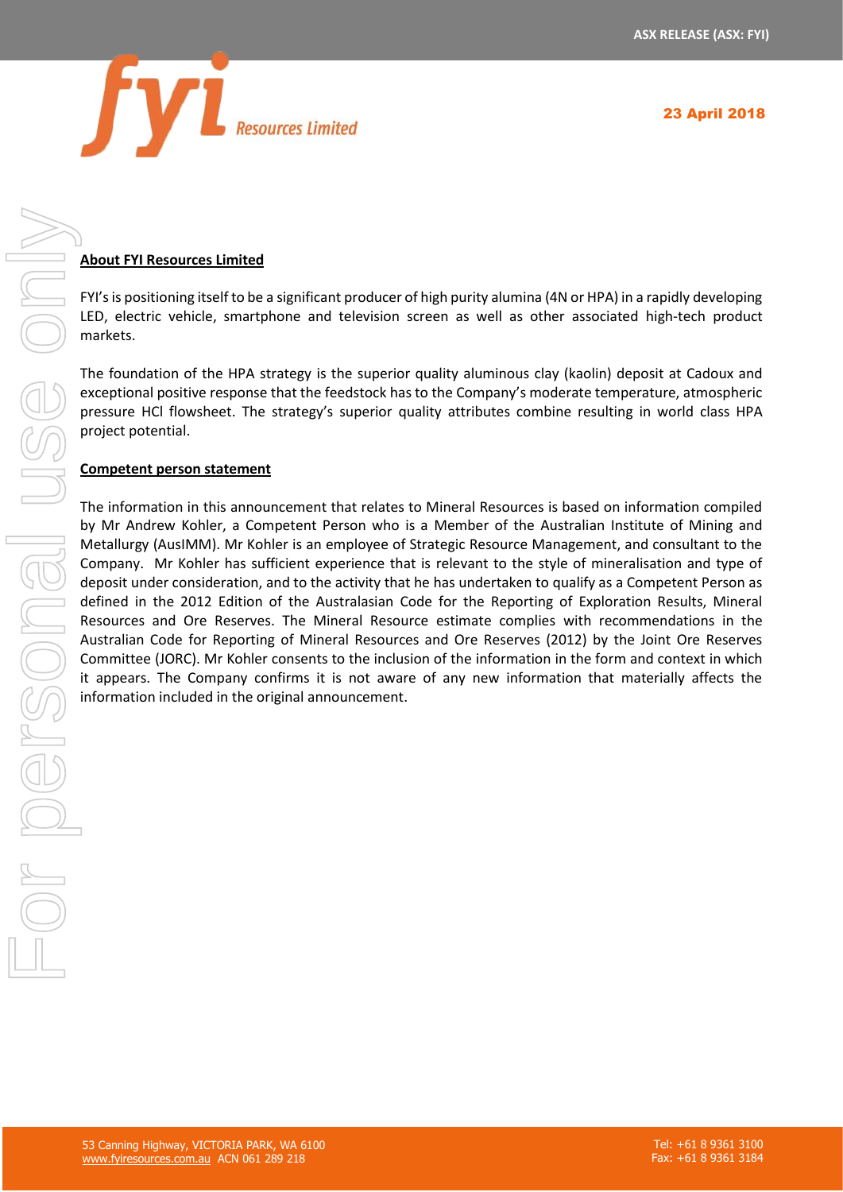## About FYI Resources Limited

FYI's is positioning itself to be a significant producer of high purity alumina (4N or HPA) in a rapidly developing LED, electric vehicle, smartphone and television screen as well as other associated high-tech product markets.

The foundation of the HPA strategy is the superior quality aluminous clay (kaolin) deposit at Cadoux and exceptional positive response that the feedstock has to the Company's moderate temperature, atmospheric pressure HCl flowsheet. The strategy's superior quality attributes combine resulting in world class HPA project potential.

## Competent person statement

The information in this announcement that relates to Mineral Resources is based on information compiled by Mr Andrew Kohler, a Competent Person who is a Member of the Australian Institute of Mining and Metallurgy (AusIMM). Mr Kohler is an employee of Strategic Resource Management, and consultant to the Company. Mr Kohler has sufficient experience that is relevant to the style of mineralisation and type of deposit under consideration, and to the activity that he has undertaken to qualify as a Competent Person as defined in the 2012 Edition of the Australasian Code for the Reporting of Exploration Results, Mineral Resources and Ore Reserves. The Mineral Resource estimate complies with recommendations in the Australian Code for Reporting of Mineral Resources and Ore Reserves (2012) by the Joint Ore Reserves Committee (JORC). Mr Kohler consents to the inclusion of the information in the form and context in which it appears. The Company confirms it is not aware of any new information that materially affects the information included in the original announcement.